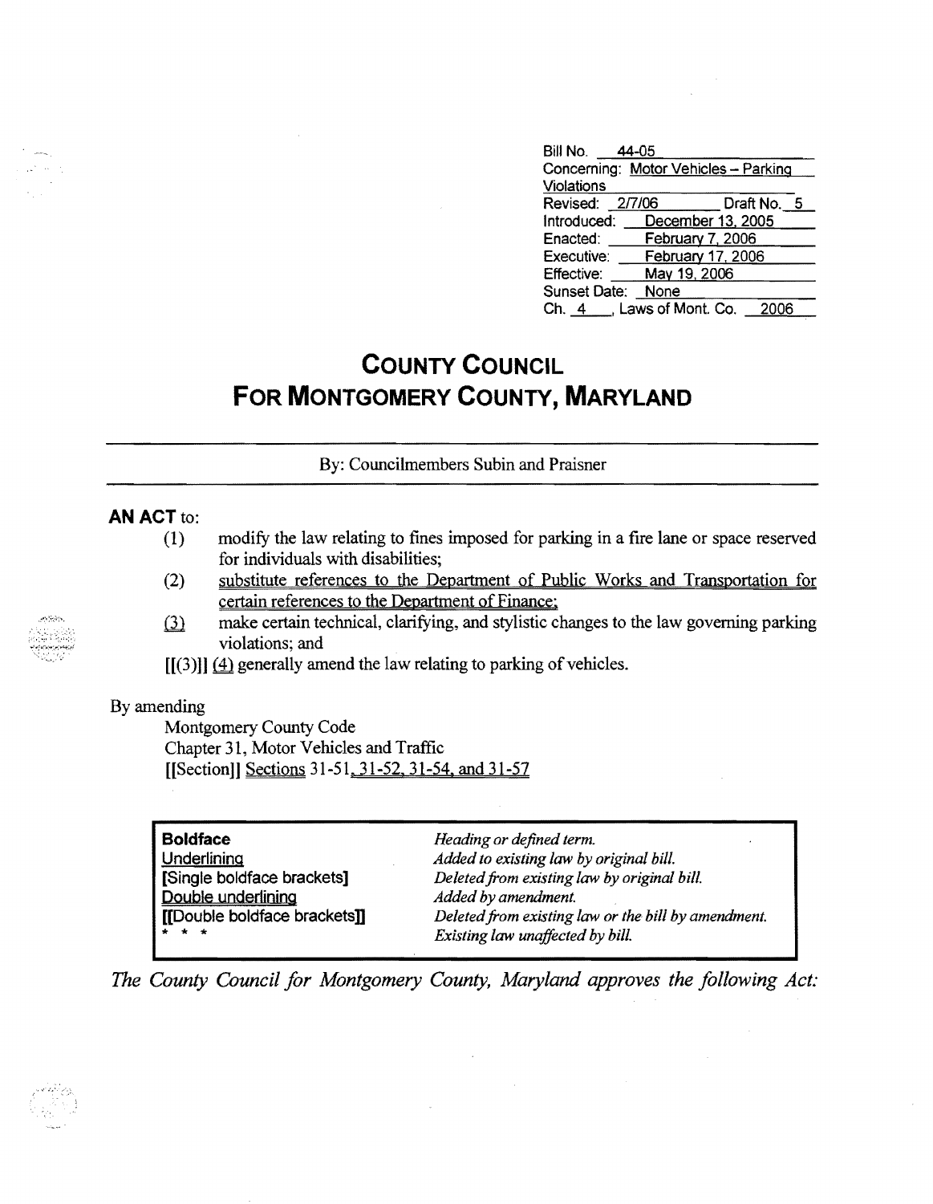| | |
|---|---|
| Bill No. | 44-05 |
| Concerning: | Motor Vehicles – Parking Violations |
| Revised: | 2/7/06 Draft No. 5 |
| Introduced: | December 13, 2005 |
| Enacted: | February 7, 2006 |
| Executive: | February 17, 2006 |
| Effective: | May 19, 2006 |
| Sunset Date: | None |
| Ch. 4 , Laws of Mont. Co. | 2006 |

# COUNTY COUNCIL
# FOR MONTGOMERY COUNTY, MARYLAND

By: Councilmembers Subin and Praisner

**AN ACT** to:

(1) modify the law relating to fines imposed for parking in a fire lane or space reserved for individuals with disabilities;

(2) substitute references to the Department of Public Works and Transportation for certain references to the Department of Finance;

(3) make certain technical, clarifying, and stylistic changes to the law governing parking violations; and

[[(3)]] (4) generally amend the law relating to parking of vehicles.

By amending

Montgomery County Code
Chapter 31, Motor Vehicles and Traffic
[[Section]] Sections 31-51, 31-52, 31-54, and 31-57

| | |
|---|---|
| **Boldface** | *Heading or defined term.* |
| Underlining | *Added to existing law by original bill.* |
| [Single boldface brackets] | *Deleted from existing law by original bill.* |
| Double underlining | *Added by amendment.* |
| [[Double boldface brackets]] | *Deleted from existing law or the bill by amendment.* |
| * * * | *Existing law unaffected by bill.* |

*The County Council for Montgomery County, Maryland approves the following Act:*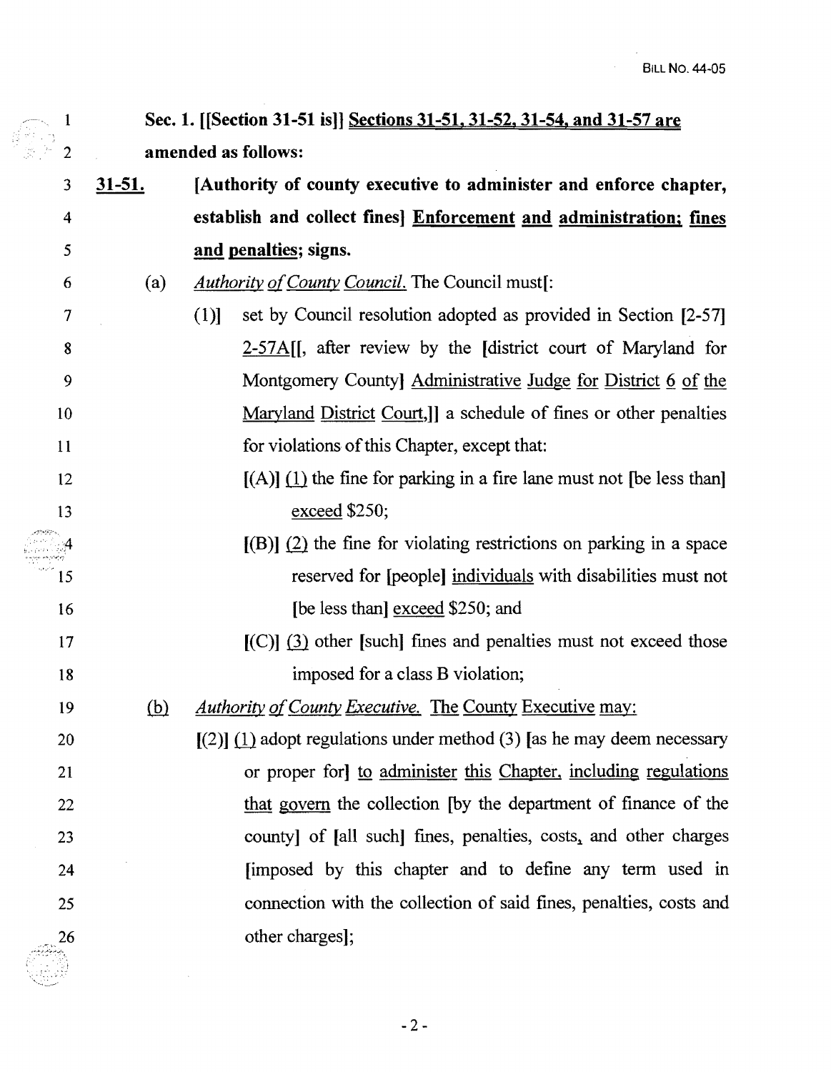**Sec. 1. [[Section 31-51 is]] Sections 31-51, 31-52, 31-54, and 31-57 are amended as follows:**

**31-51. [Authority of county executive to administer and enforce chapter, establish and collect fines] Enforcement and administration; fines and penalties; signs.**

(a) *Authority of County Council.* The Council must[:

[(1)] set by Council resolution adopted as provided in Section [2-57] 2-57A[[, after review by the [district court of Maryland for Montgomery County] Administrative Judge for District 6 of the Maryland District Court,]] a schedule of fines or other penalties for violations of this Chapter, except that:

[(A)] (1) the fine for parking in a fire lane must not [be less than] exceed $250;

[(B)] (2) the fine for violating restrictions on parking in a space reserved for [people] individuals with disabilities must not [be less than] exceed $250; and

[(C)] (3) other [such] fines and penalties must not exceed those imposed for a class B violation;

(b) *Authority of County Executive.* The County Executive may:

[(2)] (1) adopt regulations under method (3) [as he may deem necessary or proper for] to administer this Chapter, including regulations that govern the collection [by the department of finance of the county] of [all such] fines, penalties, costs, and other charges [imposed by this chapter and to define any term used in connection with the collection of said fines, penalties, costs and other charges];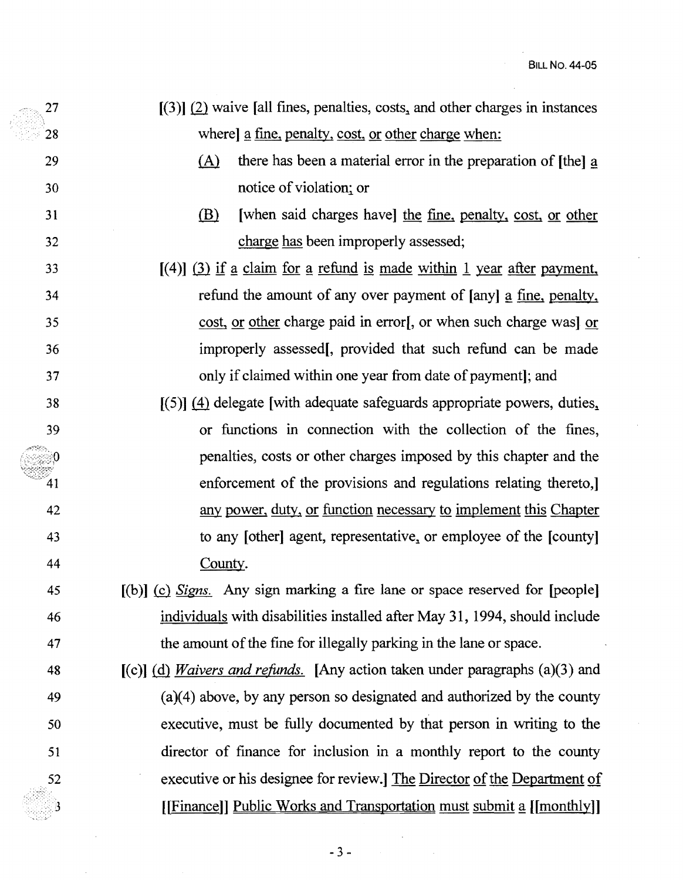27 [(3)] (2) waive [all fines, penalties, costs, and other charges in instances
28 where] a fine, penalty, cost, or other charge when:
29 (A) there has been a material error in the preparation of [the] a
30 notice of violation; or
31 (B) [when said charges have] the fine, penalty, cost, or other
32 charge has been improperly assessed;
33 [(4)] (3) if a claim for a refund is made within 1 year after payment,
34 refund the amount of any over payment of [any] a fine, penalty,
35 cost, or other charge paid in error[, or when such charge was] or
36 improperly assessed[, provided that such refund can be made
37 only if claimed within one year from date of payment]; and
38 [(5)] (4) delegate [with adequate safeguards appropriate powers, duties,
39 or functions in connection with the collection of the fines,
40 penalties, costs or other charges imposed by this chapter and the
41 enforcement of the provisions and regulations relating thereto,]
42 any power, duty, or function necessary to implement this Chapter
43 to any [other] agent, representative, or employee of the [county]
44 County.
45 [(b)] (c) *Signs.* Any sign marking a fire lane or space reserved for [people]
46 individuals with disabilities installed after May 31, 1994, should include
47 the amount of the fine for illegally parking in the lane or space.
48 [(c)] (d) *Waivers and refunds.* [Any action taken under paragraphs (a)(3) and
49 (a)(4) above, by any person so designated and authorized by the county
50 executive, must be fully documented by that person in writing to the
51 director of finance for inclusion in a monthly report to the county
52 executive or his designee for review.] The Director of the Department of
53 [[Finance]] Public Works and Transportation must submit a [[monthly]]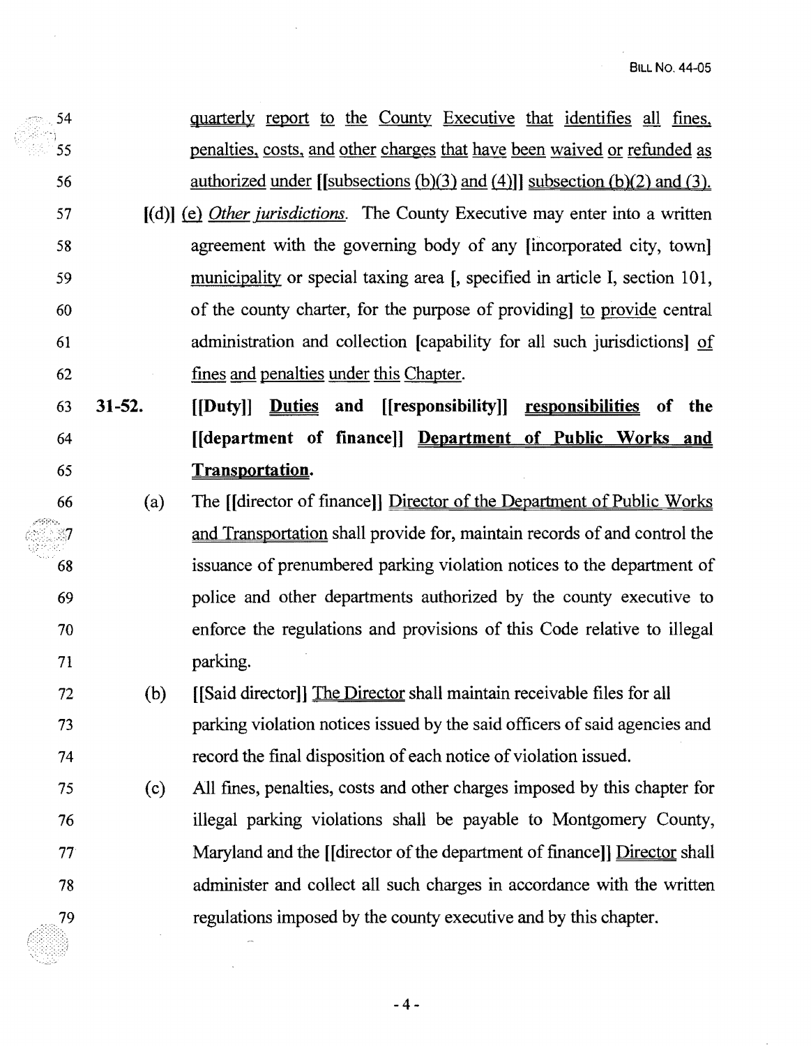54 quarterly report to the County Executive that identifies all fines,
55 penalties, costs, and other charges that have been waived or refunded as
56 authorized under [[subsections (b)(3) and (4)]] subsection (b)(2) and (3).

57 [(d)] (e) *Other jurisdictions.* The County Executive may enter into a written
58 agreement with the governing body of any [incorporated city, town]
59 municipality or special taxing area [, specified in article I, section 101,
60 of the county charter, for the purpose of providing] to provide central
61 administration and collection [capability for all such jurisdictions] of
62 fines and penalties under this Chapter.

63 **31-52. [[Duty]] Duties and [[responsibility]] responsibilities of the**
64 **[[department of finance]] Department of Public Works and**
65 **Transportation.**

66 (a) The [[director of finance]] Director of the Department of Public Works
67 and Transportation shall provide for, maintain records of and control the
68 issuance of prenumbered parking violation notices to the department of
69 police and other departments authorized by the county executive to
70 enforce the regulations and provisions of this Code relative to illegal
71 parking.

72 (b) [[Said director]] The Director shall maintain receivable files for all
73 parking violation notices issued by the said officers of said agencies and
74 record the final disposition of each notice of violation issued.

75 (c) All fines, penalties, costs and other charges imposed by this chapter for
76 illegal parking violations shall be payable to Montgomery County,
77 Maryland and the [[director of the department of finance]] Director shall
78 administer and collect all such charges in accordance with the written
79 regulations imposed by the county executive and by this chapter.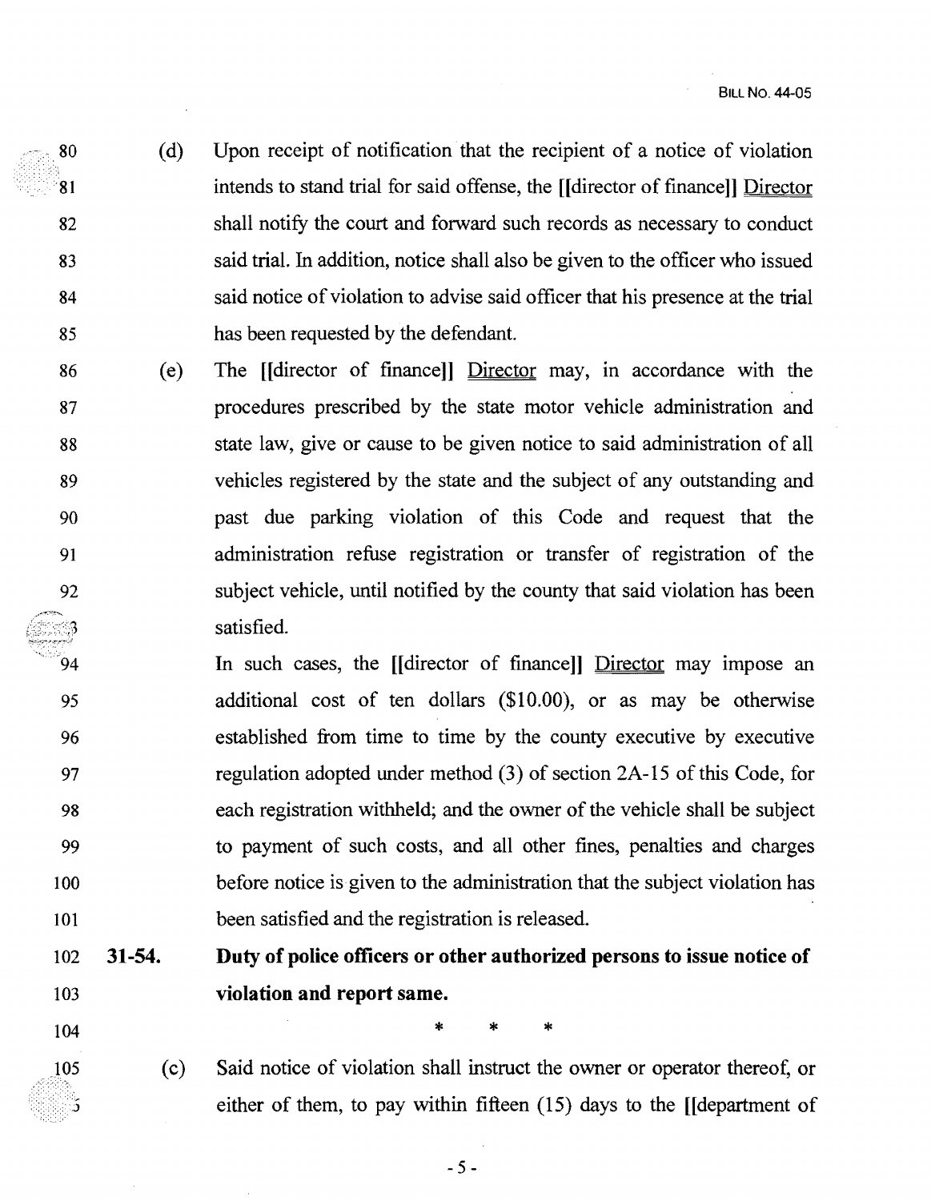(d) Upon receipt of notification that the recipient of a notice of violation intends to stand trial for said offense, the [[director of finance]] Director shall notify the court and forward such records as necessary to conduct said trial. In addition, notice shall also be given to the officer who issued said notice of violation to advise said officer that his presence at the trial has been requested by the defendant.

(e) The [[director of finance]] Director may, in accordance with the procedures prescribed by the state motor vehicle administration and state law, give or cause to be given notice to said administration of all vehicles registered by the state and the subject of any outstanding and past due parking violation of this Code and request that the administration refuse registration or transfer of registration of the subject vehicle, until notified by the county that said violation has been satisfied.

In such cases, the [[director of finance]] Director may impose an additional cost of ten dollars ($10.00), or as may be otherwise established from time to time by the county executive by executive regulation adopted under method (3) of section 2A-15 of this Code, for each registration withheld; and the owner of the vehicle shall be subject to payment of such costs, and all other fines, penalties and charges before notice is given to the administration that the subject violation has been satisfied and the registration is released.

**31-54. Duty of police officers or other authorized persons to issue notice of violation and report same.**

\* \* \*

(c) Said notice of violation shall instruct the owner or operator thereof, or either of them, to pay within fifteen (15) days to the [[department of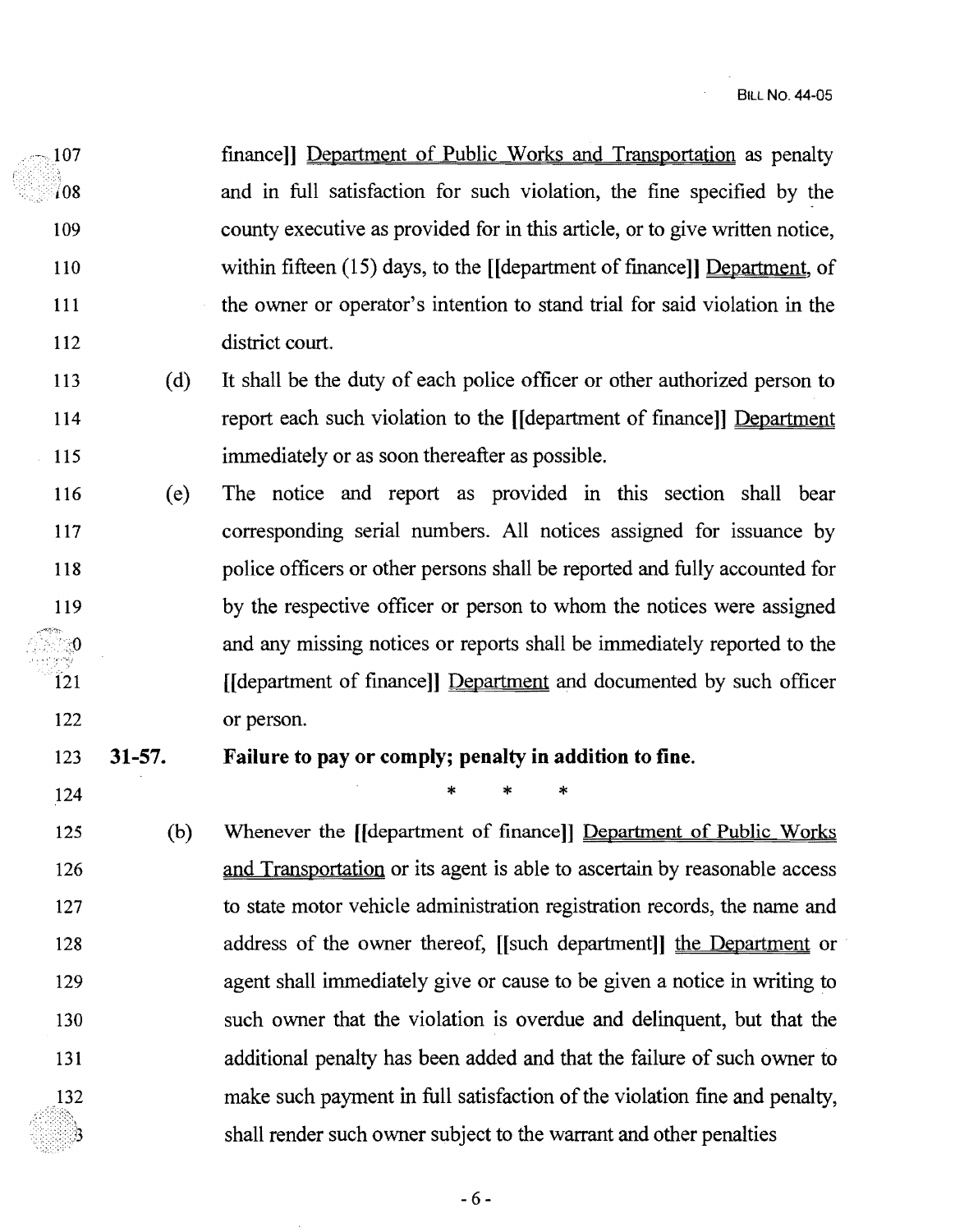finance]] Department of Public Works and Transportation as penalty and in full satisfaction for such violation, the fine specified by the county executive as provided for in this article, or to give written notice, within fifteen (15) days, to the [[department of finance]] Department, of the owner or operator's intention to stand trial for said violation in the district court.

(d) It shall be the duty of each police officer or other authorized person to report each such violation to the [[department of finance]] Department immediately or as soon thereafter as possible.

(e) The notice and report as provided in this section shall bear corresponding serial numbers. All notices assigned for issuance by police officers or other persons shall be reported and fully accounted for by the respective officer or person to whom the notices were assigned and any missing notices or reports shall be immediately reported to the [[department of finance]] Department and documented by such officer or person.

**31-57. Failure to pay or comply; penalty in addition to fine.**

\* \* \*

(b) Whenever the [[department of finance]] Department of Public Works and Transportation or its agent is able to ascertain by reasonable access to state motor vehicle administration registration records, the name and address of the owner thereof, [[such department]] the Department or agent shall immediately give or cause to be given a notice in writing to such owner that the violation is overdue and delinquent, but that the additional penalty has been added and that the failure of such owner to make such payment in full satisfaction of the violation fine and penalty, shall render such owner subject to the warrant and other penalties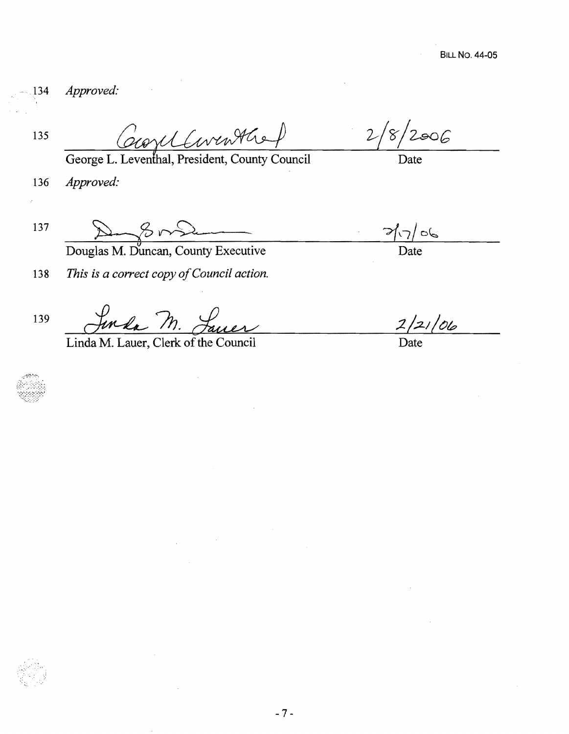134 *Approved:*

135 ______________________________ 2/8/2006

George L. Leventhal, President, County Council — Date

136 *Approved:*

137 ______________________________ 2/17/06

Douglas M. Duncan, County Executive — Date

138 *This is a correct copy of Council action.*

139 ______________________________ 2/21/06

Linda M. Lauer, Clerk of the Council — Date